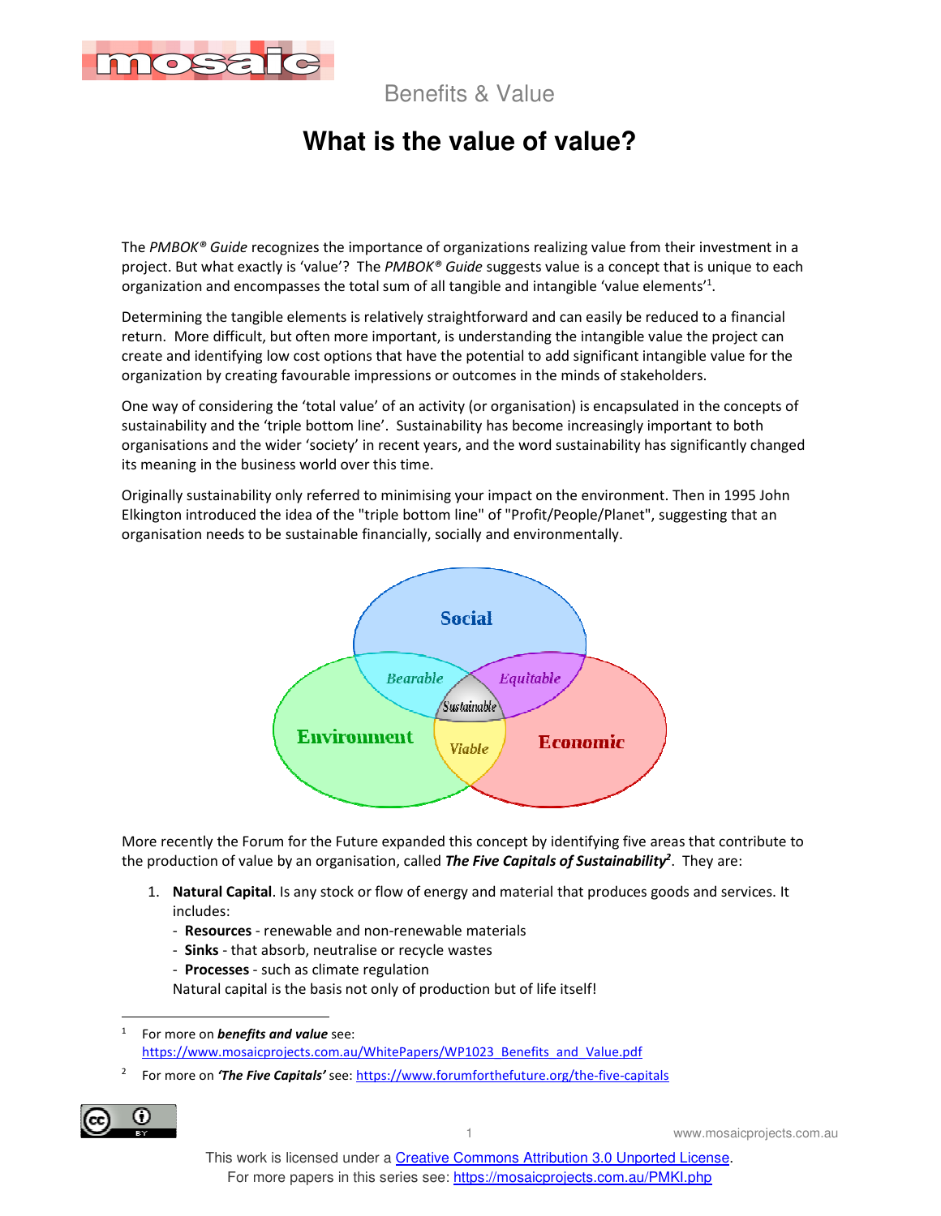Benefits & Value

# What is the value of value?

The *PMBOK® Guide* recognizes the importance of organizations realizing value from their investment in a project. But what exactly is 'value'? The *PMBOK® Guide* suggests value is a concept that is unique to each organization and encompasses the total sum of all tangible and intangible 'value elements'[1].

Determining the tangible elements is relatively straightforward and can easily be reduced to a financial return. More difficult, but often more important, is understanding the intangible value the project can create and identifying low cost options that have the potential to add significant intangible value for the organization by creating favourable impressions or outcomes in the minds of stakeholders.

One way of considering the 'total value' of an activity (or organisation) is encapsulated in the concepts of sustainability and the 'triple bottom line'. Sustainability has become increasingly important to both organisations and the wider 'society' in recent years, and the word sustainability has significantly changed its meaning in the business world over this time.

Originally sustainability only referred to minimising your impact on the environment. Then in 1995 John Elkington introduced the idea of the "triple bottom line" of "Profit/People/Planet", suggesting that an organisation needs to be sustainable financially, socially and environmentally.

Social — Environment — Economic: Bearable, Equitable, Viable, Sustainable

More recently the Forum for the Future expanded this concept by identifying five areas that contribute to the production of value by an organisation, called ***The Five Capitals of Sustainability***[2]. They are:

1. **Natural Capital**. Is any stock or flow of energy and material that produces goods and services. It includes:
   - **Resources** - renewable and non-renewable materials
   - **Sinks** - that absorb, neutralise or recycle wastes
   - **Processes** - such as climate regulation

   Natural capital is the basis not only of production but of life itself!

---

[1] For more on ***benefits and value*** see: https://www.mosaicprojects.com.au/WhitePapers/WP1023_Benefits_and_Value.pdf

[2] For more on ***'The Five Capitals'*** see: https://www.forumforthefuture.org/the-five-capitals

This work is licensed under a Creative Commons Attribution 3.0 Unported License.
For more papers in this series see: https://mosaicprojects.com.au/PMKI.php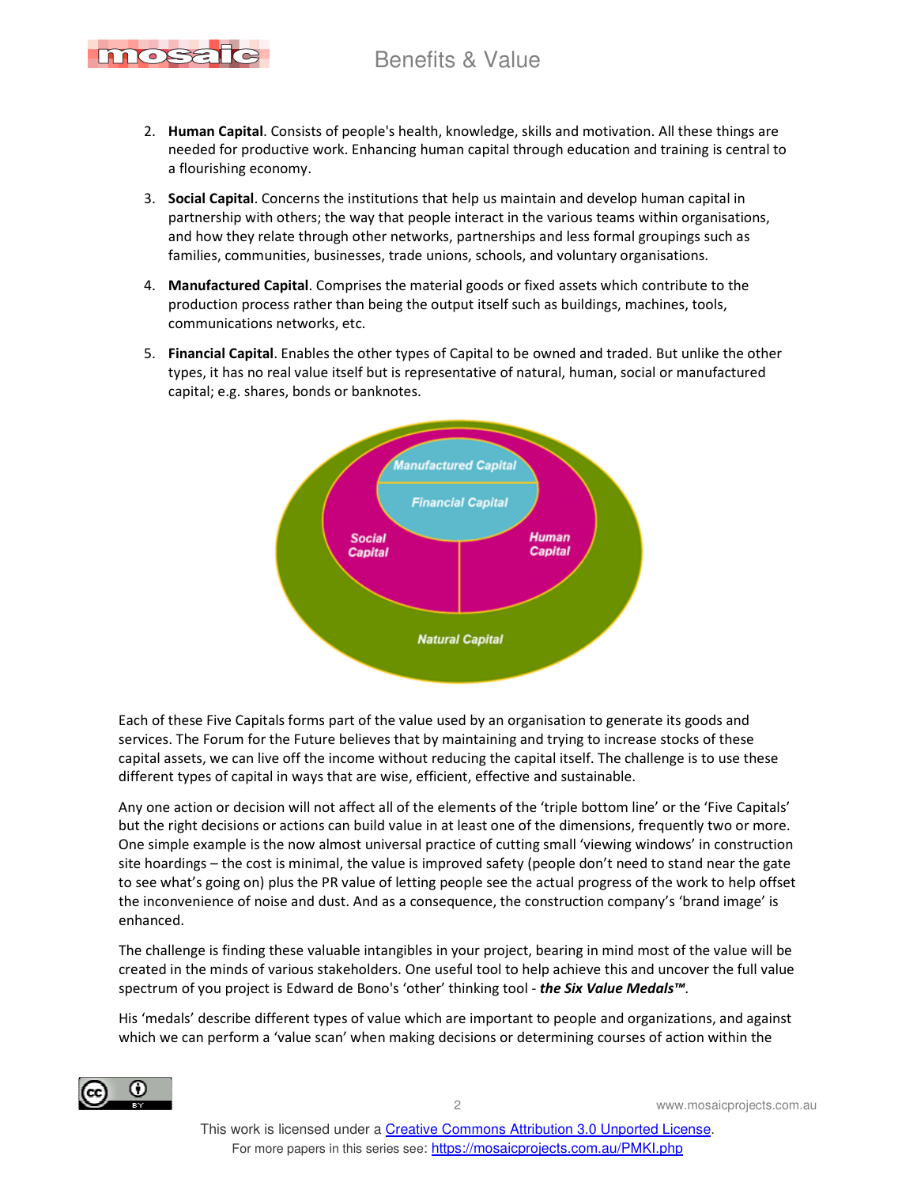2. **Human Capital**. Consists of people's health, knowledge, skills and motivation. All these things are needed for productive work. Enhancing human capital through education and training is central to a flourishing economy.

3. **Social Capital**. Concerns the institutions that help us maintain and develop human capital in partnership with others; the way that people interact in the various teams within organisations, and how they relate through other networks, partnerships and less formal groupings such as families, communities, businesses, trade unions, schools, and voluntary organisations.

4. **Manufactured Capital**. Comprises the material goods or fixed assets which contribute to the production process rather than being the output itself such as buildings, machines, tools, communications networks, etc.

5. **Financial Capital**. Enables the other types of Capital to be owned and traded. But unlike the other types, it has no real value itself but is representative of natural, human, social or manufactured capital; e.g. shares, bonds or banknotes.

Manufactured Capital
Financial Capital
Social Capital
Human Capital
Natural Capital

Each of these Five Capitals forms part of the value used by an organisation to generate its goods and services. The Forum for the Future believes that by maintaining and trying to increase stocks of these capital assets, we can live off the income without reducing the capital itself. The challenge is to use these different types of capital in ways that are wise, efficient, effective and sustainable.

Any one action or decision will not affect all of the elements of the 'triple bottom line' or the 'Five Capitals' but the right decisions or actions can build value in at least one of the dimensions, frequently two or more. One simple example is the now almost universal practice of cutting small 'viewing windows' in construction site hoardings – the cost is minimal, the value is improved safety (people don't need to stand near the gate to see what's going on) plus the PR value of letting people see the actual progress of the work to help offset the inconvenience of noise and dust. And as a consequence, the construction company's 'brand image' is enhanced.

The challenge is finding these valuable intangibles in your project, bearing in mind most of the value will be created in the minds of various stakeholders. One useful tool to help achieve this and uncover the full value spectrum of you project is Edward de Bono's 'other' thinking tool - ***the Six Value Medals™***.

His 'medals' describe different types of value which are important to people and organizations, and against which we can perform a 'value scan' when making decisions or determining courses of action within the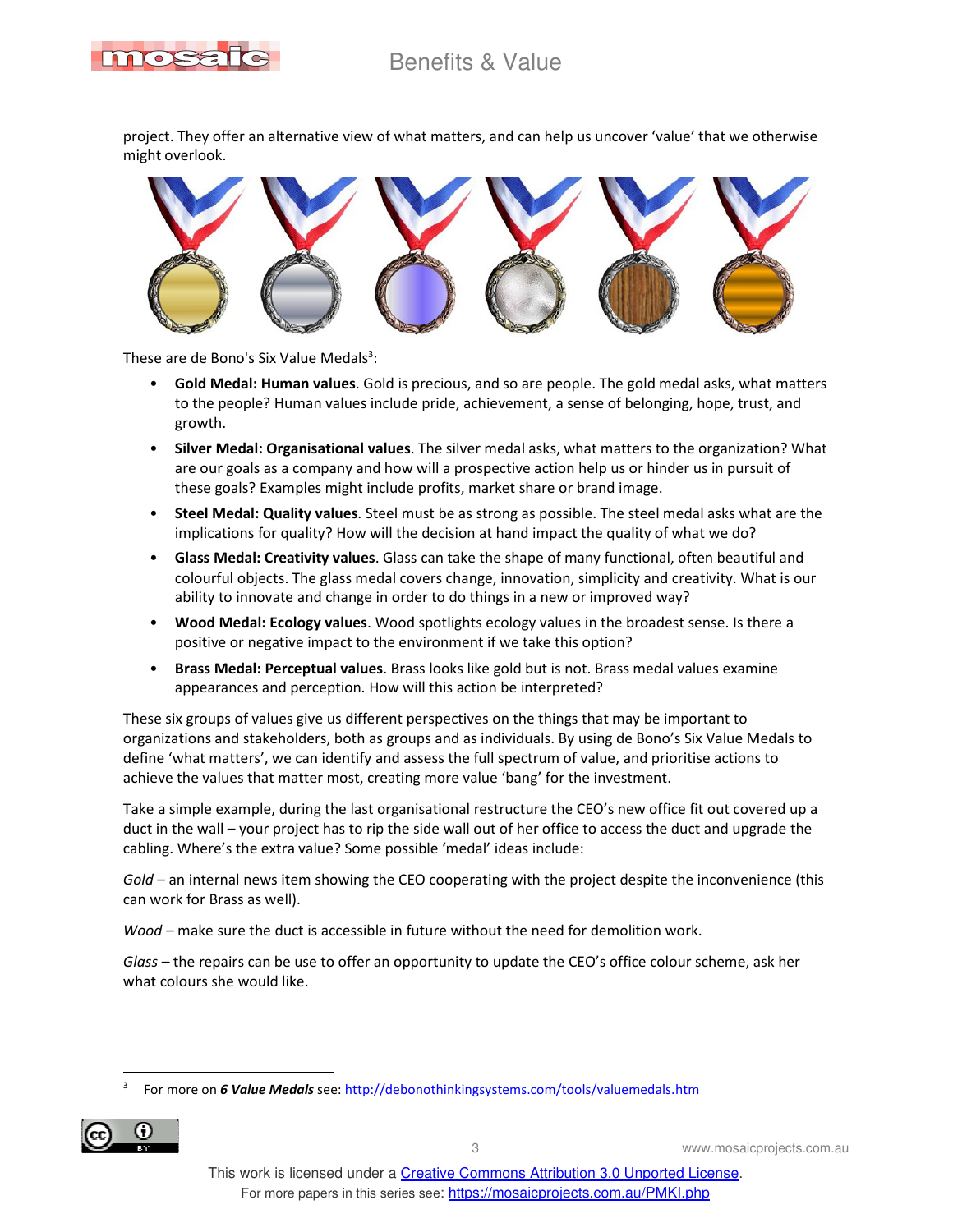project. They offer an alternative view of what matters, and can help us uncover 'value' that we otherwise might overlook.

These are de Bono's Six Value Medals[3]:

- **Gold Medal: Human values**. Gold is precious, and so are people. The gold medal asks, what matters to the people? Human values include pride, achievement, a sense of belonging, hope, trust, and growth.
- **Silver Medal: Organisational values**. The silver medal asks, what matters to the organization? What are our goals as a company and how will a prospective action help us or hinder us in pursuit of these goals? Examples might include profits, market share or brand image.
- **Steel Medal: Quality values**. Steel must be as strong as possible. The steel medal asks what are the implications for quality? How will the decision at hand impact the quality of what we do?
- **Glass Medal: Creativity values**. Glass can take the shape of many functional, often beautiful and colourful objects. The glass medal covers change, innovation, simplicity and creativity. What is our ability to innovate and change in order to do things in a new or improved way?
- **Wood Medal: Ecology values**. Wood spotlights ecology values in the broadest sense. Is there a positive or negative impact to the environment if we take this option?
- **Brass Medal: Perceptual values**. Brass looks like gold but is not. Brass medal values examine appearances and perception. How will this action be interpreted?

These six groups of values give us different perspectives on the things that may be important to organizations and stakeholders, both as groups and as individuals. By using de Bono's Six Value Medals to define 'what matters', we can identify and assess the full spectrum of value, and prioritise actions to achieve the values that matter most, creating more value 'bang' for the investment.

Take a simple example, during the last organisational restructure the CEO's new office fit out covered up a duct in the wall – your project has to rip the side wall out of her office to access the duct and upgrade the cabling. Where's the extra value? Some possible 'medal' ideas include:

*Gold* – an internal news item showing the CEO cooperating with the project despite the inconvenience (this can work for Brass as well).

*Wood* – make sure the duct is accessible in future without the need for demolition work.

*Glass* – the repairs can be use to offer an opportunity to update the CEO's office colour scheme, ask her what colours she would like.

[3] For more on ***6 Value Medals*** see: http://debonothinkingsystems.com/tools/valuemedals.htm

This work is licensed under a Creative Commons Attribution 3.0 Unported License.
For more papers in this series see: https://mosaicprojects.com.au/PMKI.php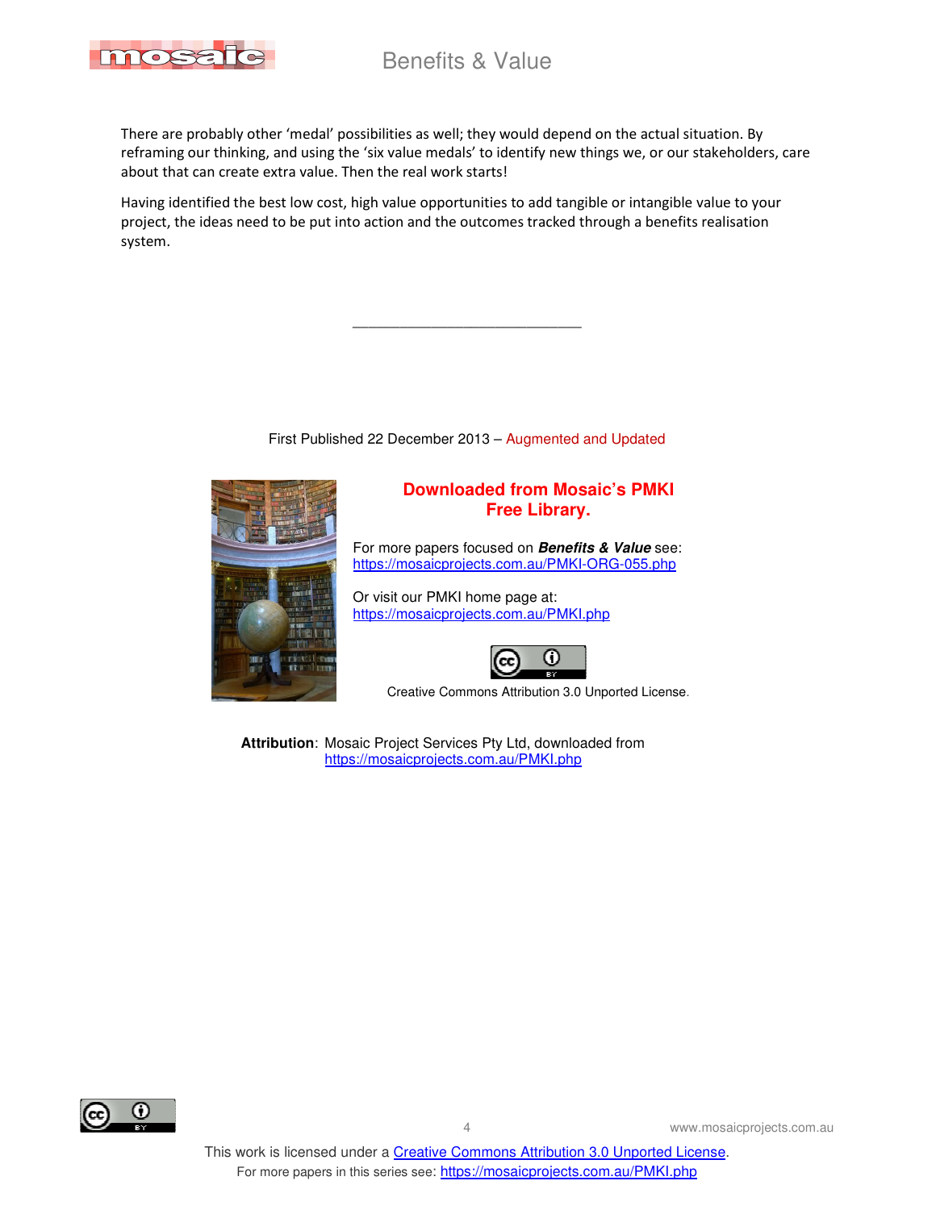There are probably other 'medal' possibilities as well; they would depend on the actual situation. By reframing our thinking, and using the 'six value medals' to identify new things we, or our stakeholders, care about that can create extra value. Then the real work starts!

Having identified the best low cost, high value opportunities to add tangible or intangible value to your project, the ideas need to be put into action and the outcomes tracked through a benefits realisation system.

\_\_\_\_\_\_\_\_\_\_\_\_\_\_\_\_\_\_\_\_\_\_\_\_\_\_\_\_\_

First Published 22 December 2013 – Augmented and Updated

**Downloaded from Mosaic's PMKI Free Library.**

For more papers focused on ***Benefits & Value*** see:
https://mosaicprojects.com.au/PMKI-ORG-055.php

Or visit our PMKI home page at:
https://mosaicprojects.com.au/PMKI.php

Creative Commons Attribution 3.0 Unported License.

**Attribution**: Mosaic Project Services Pty Ltd, downloaded from https://mosaicprojects.com.au/PMKI.php